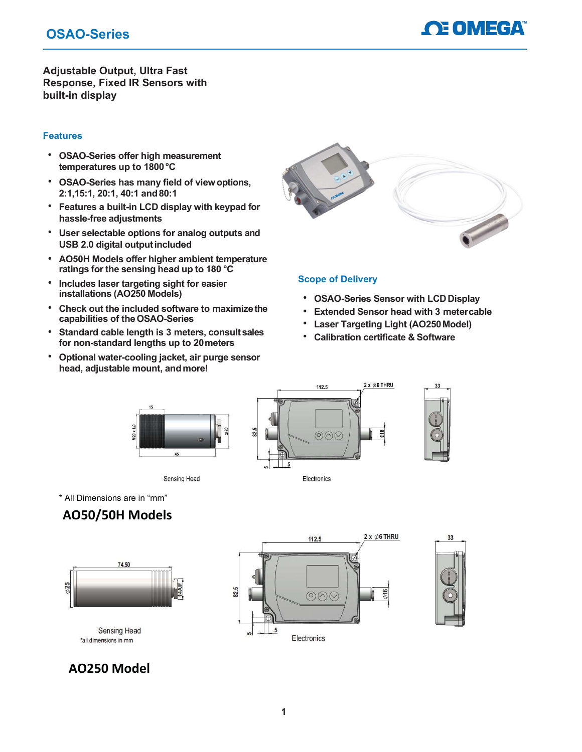# OSAO-Series

## Adjustable Output, Ultra Fast Response, Fixed IR Sensors with built-in display

### Features

- OSAO-Series offer high measurement temperatures up to 1800 °C
- OSAO-Series has many field of view options, 2:1,15:1, 20:1, 40:1 and 80:1
- Features a built-in LCD display with keypad for hassle-free adjustments
- User selectable options for analog outputs and USB 2.0 digital output included
- AO50H Models offer higher ambient temperature ratings for the sensing head up to 180 °C
- Includes laser targeting sight for easier installations (AO250 Models)
- Check out the included software to maximize the capabilities of the OSAO-Series
- Standard cable length is 3 meters, consult sales for non-standard lengths up to 20 meters
- Optional water-cooling jacket, air purge sensor head, adjustable mount, and more!

### Scope of Delivery

- OSAO-Series Sensor with LCD Display
- Extended Sensor head with 3 meter cable
- Laser Targeting Light (AO250 Model)
- Calibration certificate & Software

Sensing Head

Electronics

\* All Dimensions are in “mm”

## AO50/50H Models

Sensing Head
*all dimensions in mm

Electronics

## AO250 Model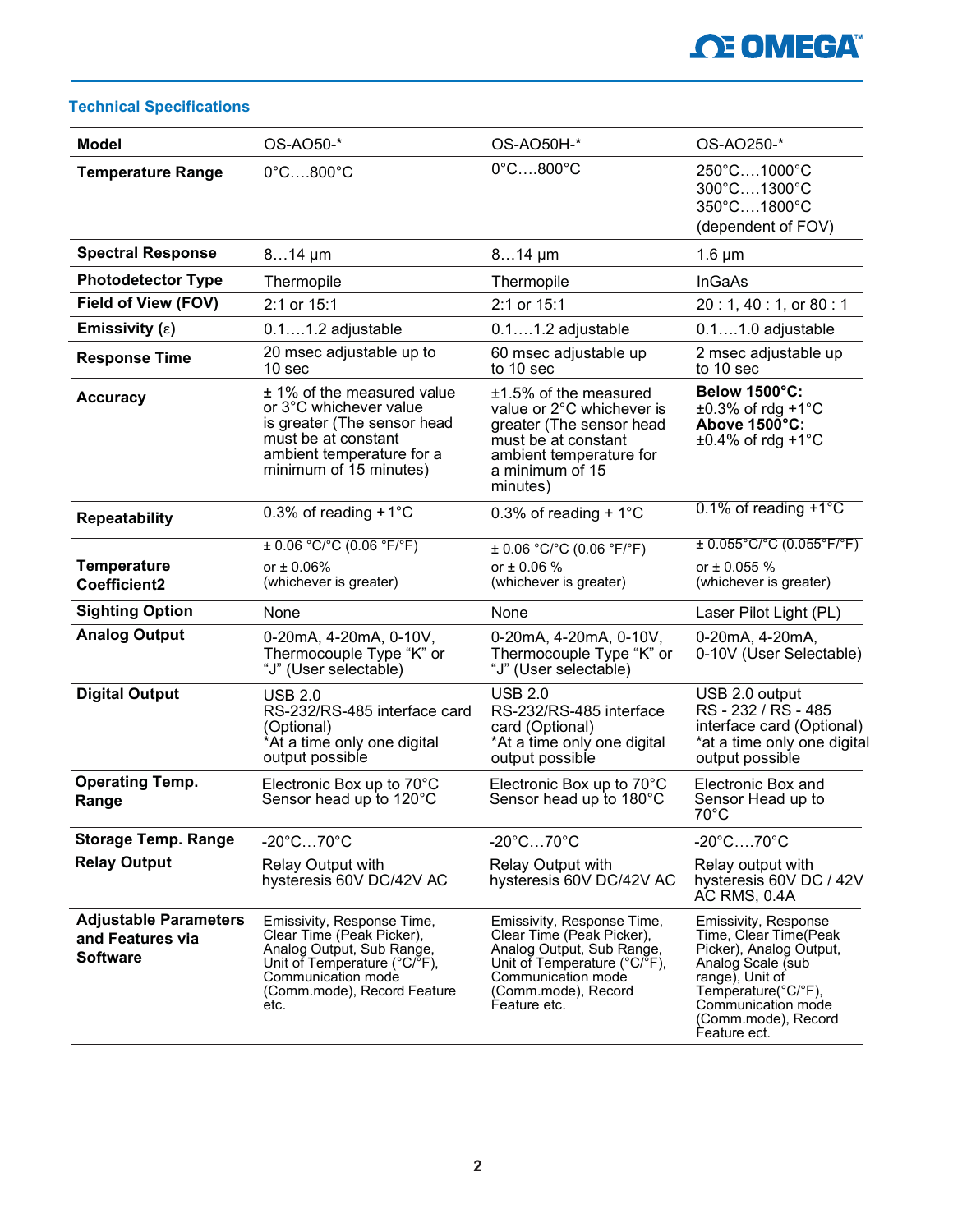## Technical Specifications

| Model | OS-AO50-* | OS-AO50H-* | OS-AO250-* |
|---|---|---|---|
| **Temperature Range** | 0°C….800°C | 0°C….800°C | 250°C….1000°C<br>300°C….1300°C<br>350°C….1800°C<br>(dependent of FOV) |
| **Spectral Response** | 8…14 µm | 8…14 µm | 1.6 µm |
| **Photodetector Type** | Thermopile | Thermopile | InGaAs |
| **Field of View (FOV)** | 2:1 or 15:1 | 2:1 or 15:1 | 20 : 1, 40 : 1, or 80 : 1 |
| **Emissivity (ε)** | 0.1….1.2 adjustable | 0.1….1.2 adjustable | 0.1….1.0 adjustable |
| **Response Time** | 20 msec adjustable up to 10 sec | 60 msec adjustable up to 10 sec | 2 msec adjustable up to 10 sec |
| **Accuracy** | ± 1% of the measured value or 3°C whichever value is greater (The sensor head must be at constant ambient temperature for a minimum of 15 minutes) | ±1.5% of the measured value or 2°C whichever is greater (The sensor head must be at constant ambient temperature for a minimum of 15 minutes) | **Below 1500°C:**<br>±0.3% of rdg +1°C<br>**Above 1500°C:**<br>±0.4% of rdg +1°C |
| **Repeatability** | 0.3% of reading +1°C | 0.3% of reading + 1°C | 0.1% of reading +1°C |
| **Temperature Coefficient2** | ± 0.06 °C/°C (0.06 °F/°F)<br>or ± 0.06%<br>(whichever is greater) | ± 0.06 °C/°C (0.06 °F/°F)<br>or ± 0.06 %<br>(whichever is greater) | ± 0.055°C/°C (0.055°F/°F)<br>or ± 0.055 %<br>(whichever is greater) |
| **Sighting Option** | None | None | Laser Pilot Light (PL) |
| **Analog Output** | 0-20mA, 4-20mA, 0-10V, Thermocouple Type "K" or "J" (User selectable) | 0-20mA, 4-20mA, 0-10V, Thermocouple Type "K" or "J" (User selectable) | 0-20mA, 4-20mA, 0-10V (User Selectable) |
| **Digital Output** | USB 2.0<br>RS-232/RS-485 interface card (Optional)<br>*At a time only one digital output possible | USB 2.0<br>RS-232/RS-485 interface card (Optional)<br>*At a time only one digital output possible | USB 2.0 output<br>RS - 232 / RS - 485 interface card (Optional)<br>*at a time only one digital output possible |
| **Operating Temp. Range** | Electronic Box up to 70°C<br>Sensor head up to 120°C | Electronic Box up to 70°C<br>Sensor head up to 180°C | Electronic Box and Sensor Head up to 70°C |
| **Storage Temp. Range** | -20°C…70°C | -20°C…70°C | -20°C….70°C |
| **Relay Output** | Relay Output with hysteresis 60V DC/42V AC | Relay Output with hysteresis 60V DC/42V AC | Relay output with hysteresis 60V DC / 42V AC RMS, 0.4A |
| **Adjustable Parameters and Features via Software** | Emissivity, Response Time, Clear Time (Peak Picker), Analog Output, Sub Range, Unit of Temperature (°C/°F), Communication mode (Comm.mode), Record Feature etc. | Emissivity, Response Time, Clear Time (Peak Picker), Analog Output, Sub Range, Unit of Temperature (°C/°F), Communication mode (Comm.mode), Record Feature etc. | Emissivity, Response Time, Clear Time(Peak Picker), Analog Output, Analog Scale (sub range), Unit of Temperature(°C/°F), Communication mode (Comm.mode), Record Feature ect. |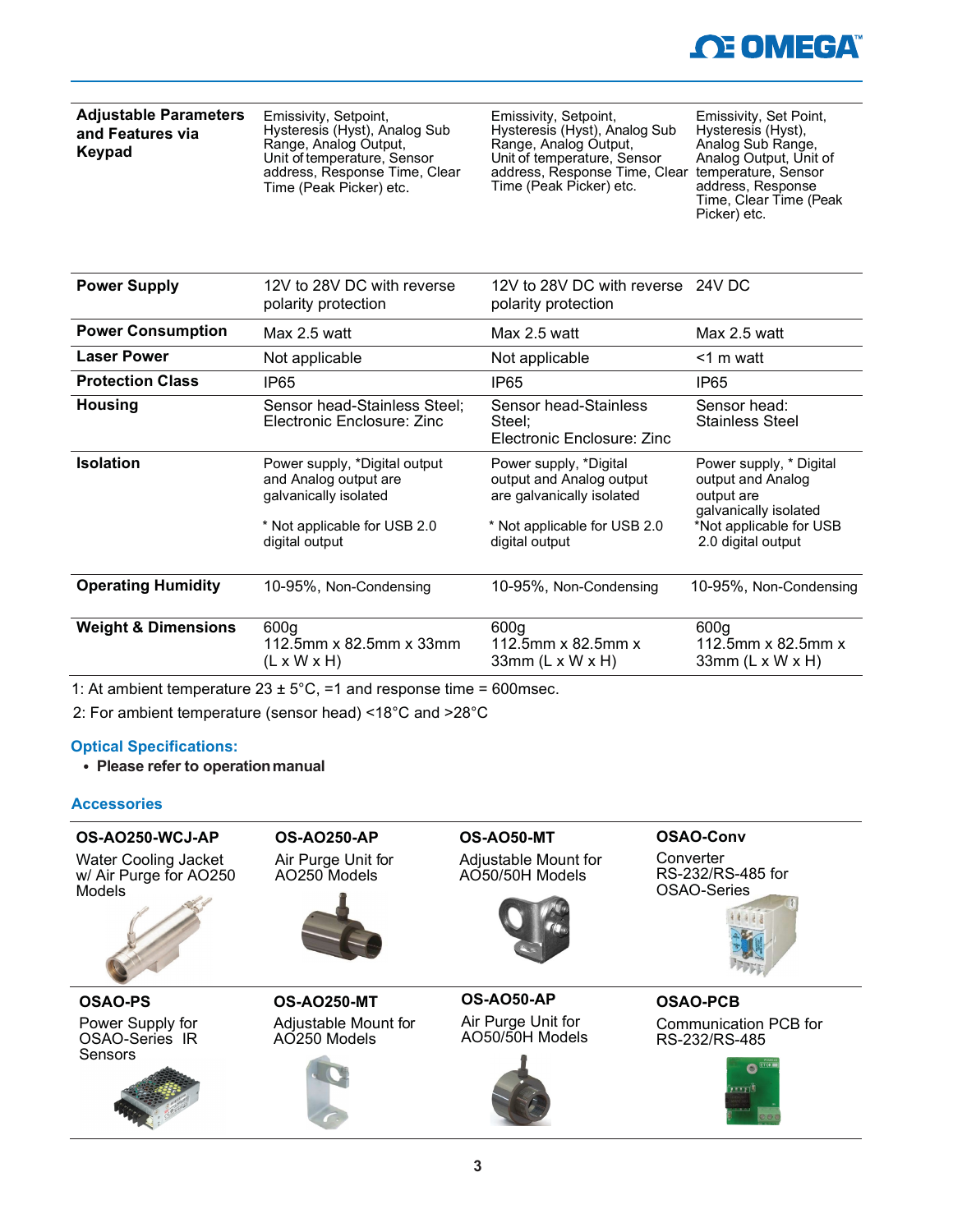| | | | |
|---|---|---|---|
| **Adjustable Parameters and Features via Keypad** | Emissivity, Setpoint, Hysteresis (Hyst), Analog Sub Range, Analog Output, Unit of temperature, Sensor address, Response Time, Clear Time (Peak Picker) etc. | Emissivity, Setpoint, Hysteresis (Hyst), Analog Sub Range, Analog Output, Unit of temperature, Sensor address, Response Time, Clear Time (Peak Picker) etc. | Emissivity, Set Point, Hysteresis (Hyst), Analog Sub Range, Analog Output, Unit of temperature, Sensor address, Response Time, Clear Time (Peak Picker) etc. |
| **Power Supply** | 12V to 28V DC with reverse polarity protection | 12V to 28V DC with reverse polarity protection | 24V DC |
| **Power Consumption** | Max 2.5 watt | Max 2.5 watt | Max 2.5 watt |
| **Laser Power** | Not applicable | Not applicable | <1 m watt |
| **Protection Class** | IP65 | IP65 | IP65 |
| **Housing** | Sensor head-Stainless Steel; Electronic Enclosure: Zinc | Sensor head-Stainless Steel; Electronic Enclosure: Zinc | Sensor head: Stainless Steel |
| **Isolation** | Power supply, *Digital output and Analog output are galvanically isolated<br><br>* Not applicable for USB 2.0 digital output | Power supply, *Digital output and Analog output are galvanically isolated<br><br>* Not applicable for USB 2.0 digital output | Power supply, * Digital output and Analog output are galvanically isolated<br>*Not applicable for USB 2.0 digital output |
| **Operating Humidity** | 10-95%, Non-Condensing | 10-95%, Non-Condensing | 10-95%, Non-Condensing |
| **Weight & Dimensions** | 600g<br>112.5mm x 82.5mm x 33mm (L x W x H) | 600g<br>112.5mm x 82.5mm x 33mm (L x W x H) | 600g<br>112.5mm x 82.5mm x 33mm (L x W x H) |

1: At ambient temperature 23 ± 5°C, =1 and response time = 600msec.

2: For ambient temperature (sensor head) <18°C and >28°C

## Optical Specifications:

- **Please refer to operation manual**

## Accessories

**OS-AO250-WCJ-AP**
Water Cooling Jacket w/ Air Purge for AO250 Models

**OS-AO250-AP**
Air Purge Unit for AO250 Models

**OS-AO50-MT**
Adjustable Mount for AO50/50H Models

**OSAO-Conv**
Converter RS-232/RS-485 for OSAO-Series

**OSAO-PS**
Power Supply for OSAO-Series IR Sensors

**OS-AO250-MT**
Adjustable Mount for AO250 Models

**OS-AO50-AP**
Air Purge Unit for AO50/50H Models

**OSAO-PCB**
Communication PCB for RS-232/RS-485